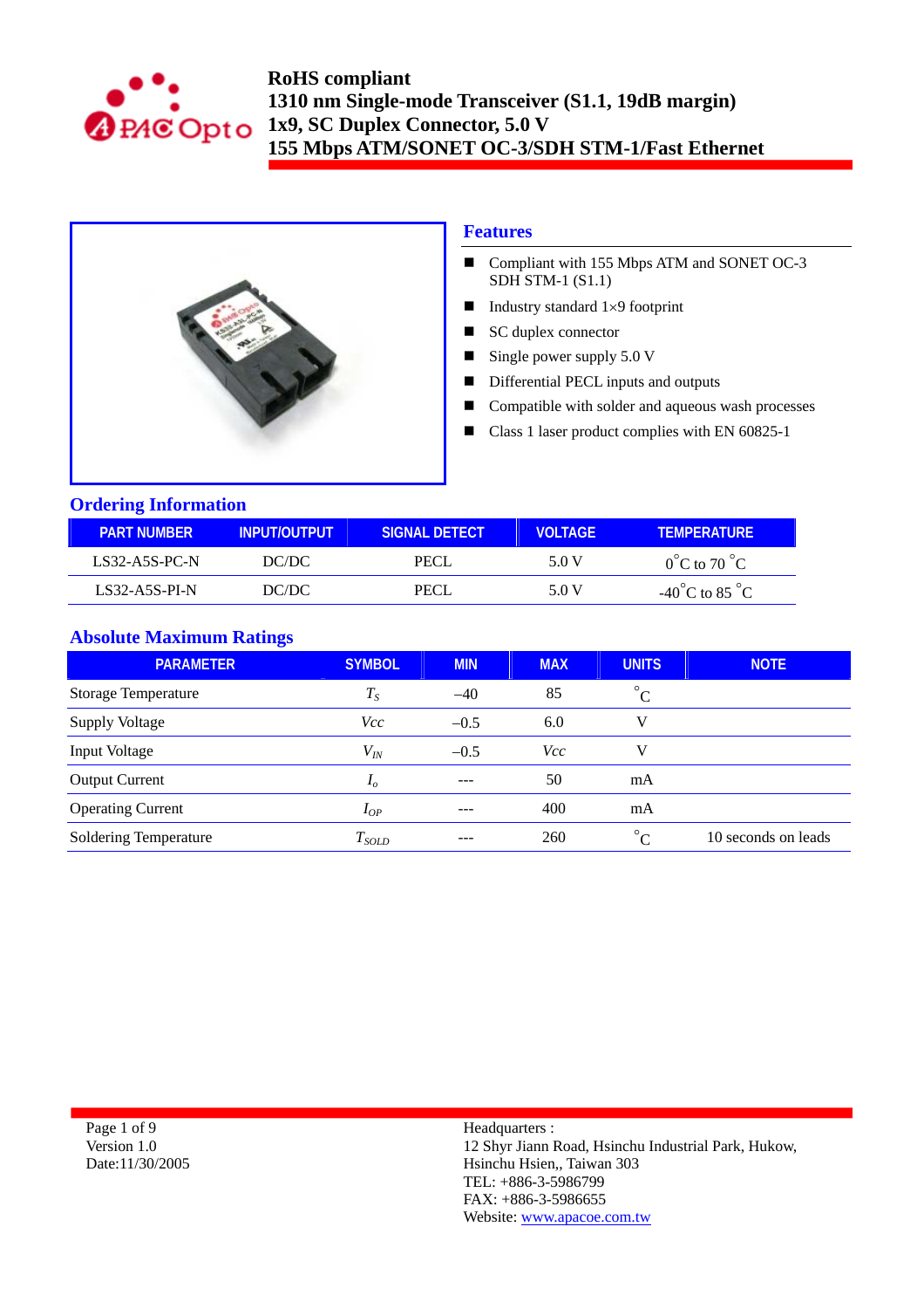# RoHS compliant
# 1310 nm Single-mode Transceiver (S1.1, 19dB margin)
# 1x9, SC Duplex Connector, 5.0 V
# 155 Mbps ATM/SONET OC-3/SDH STM-1/Fast Ethernet

## Features

- Compliant with 155 Mbps ATM and SONET OC-3 SDH STM-1 (S1.1)
- Industry standard 1×9 footprint
- SC duplex connector
- Single power supply 5.0 V
- Differential PECL inputs and outputs
- Compatible with solder and aqueous wash processes
- Class 1 laser product complies with EN 60825-1

## Ordering Information

| PART NUMBER | INPUT/OUTPUT | SIGNAL DETECT | VOLTAGE | TEMPERATURE |
|---|---|---|---|---|
| LS32-A5S-PC-N | DC/DC | PECL | 5.0 V | $0^{\circ}$C to 70 $^{\circ}$C |
| LS32-A5S-PI-N | DC/DC | PECL | 5.0 V | -40$^{\circ}$C to 85 $^{\circ}$C |

## Absolute Maximum Ratings

| PARAMETER | SYMBOL | MIN | MAX | UNITS | NOTE |
|---|---|---|---|---|---|
| Storage Temperature | $T_S$ | –40 | 85 | $^{\circ}$C | |
| Supply Voltage | $Vcc$ | –0.5 | 6.0 | V | |
| Input Voltage | $V_{IN}$ | –0.5 | $Vcc$ | V | |
| Output Current | $I_o$ | --- | 50 | mA | |
| Operating Current | $I_{OP}$ | --- | 400 | mA | |
| Soldering Temperature | $T_{SOLD}$ | --- | 260 | $^{\circ}$C | 10 seconds on leads |

Version 1.0
Date:11/30/2005

Headquarters :
12 Shyr Jiann Road, Hsinchu Industrial Park, Hukow,
Hsinchu Hsien,, Taiwan 303
TEL: +886-3-5986799
FAX: +886-3-5986655
Website: www.apacoe.com.tw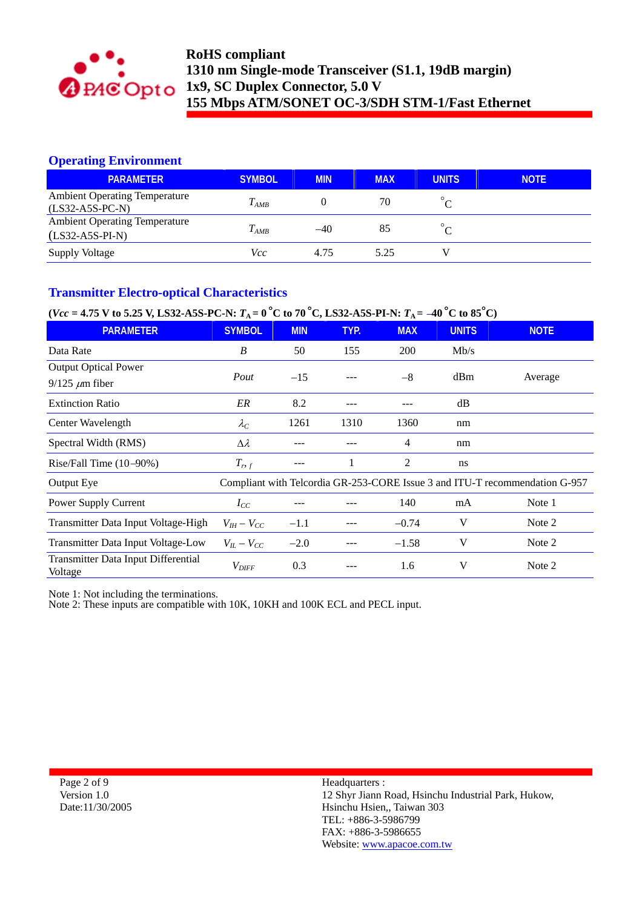## Operating Environment

| PARAMETER | SYMBOL | MIN | MAX | UNITS | NOTE |
|---|---|---|---|---|---|
| Ambient Operating Temperature (LS32-A5S-PC-N) | $T_{AMB}$ | 0 | 70 | °C | |
| Ambient Operating Temperature (LS32-A5S-PI-N) | $T_{AMB}$ | –40 | 85 | °C | |
| Supply Voltage | *Vcc* | 4.75 | 5.25 | V | |

## Transmitter Electro-optical Characteristics

**(*Vcc* = 4.75 V to 5.25 V, LS32-A5S-PC-N: $T_A$ = 0 °C to 70 °C, LS32-A5S-PI-N: $T_A$ = –40 °C to 85°C)**

| PARAMETER | SYMBOL | MIN | TYP. | MAX | UNITS | NOTE |
|---|---|---|---|---|---|---|
| Data Rate | *B* | 50 | 155 | 200 | Mb/s | |
| Output Optical Power 9/125 $\mu$m fiber | *Pout* | –15 | --- | –8 | dBm | Average |
| Extinction Ratio | *ER* | 8.2 | --- | --- | dB | |
| Center Wavelength | $\lambda_C$ | 1261 | 1310 | 1360 | nm | |
| Spectral Width (RMS) | $\Delta\lambda$ | --- | --- | 4 | nm | |
| Rise/Fall Time (10–90%) | $T_{r,\,f}$ | --- | 1 | 2 | ns | |
| Output Eye | Compliant with Telcordia GR-253-CORE Issue 3 and ITU-T recommendation G-957 | | | | | |
| Power Supply Current | $I_{CC}$ | --- | --- | 140 | mA | Note 1 |
| Transmitter Data Input Voltage-High | $V_{IH} - V_{CC}$ | –1.1 | --- | –0.74 | V | Note 2 |
| Transmitter Data Input Voltage-Low | $V_{IL} - V_{CC}$ | –2.0 | --- | –1.58 | V | Note 2 |
| Transmitter Data Input Differential Voltage | $V_{DIFF}$ | 0.3 | --- | 1.6 | V | Note 2 |

Note 1: Not including the terminations.
Note 2: These inputs are compatible with 10K, 10KH and 100K ECL and PECL input.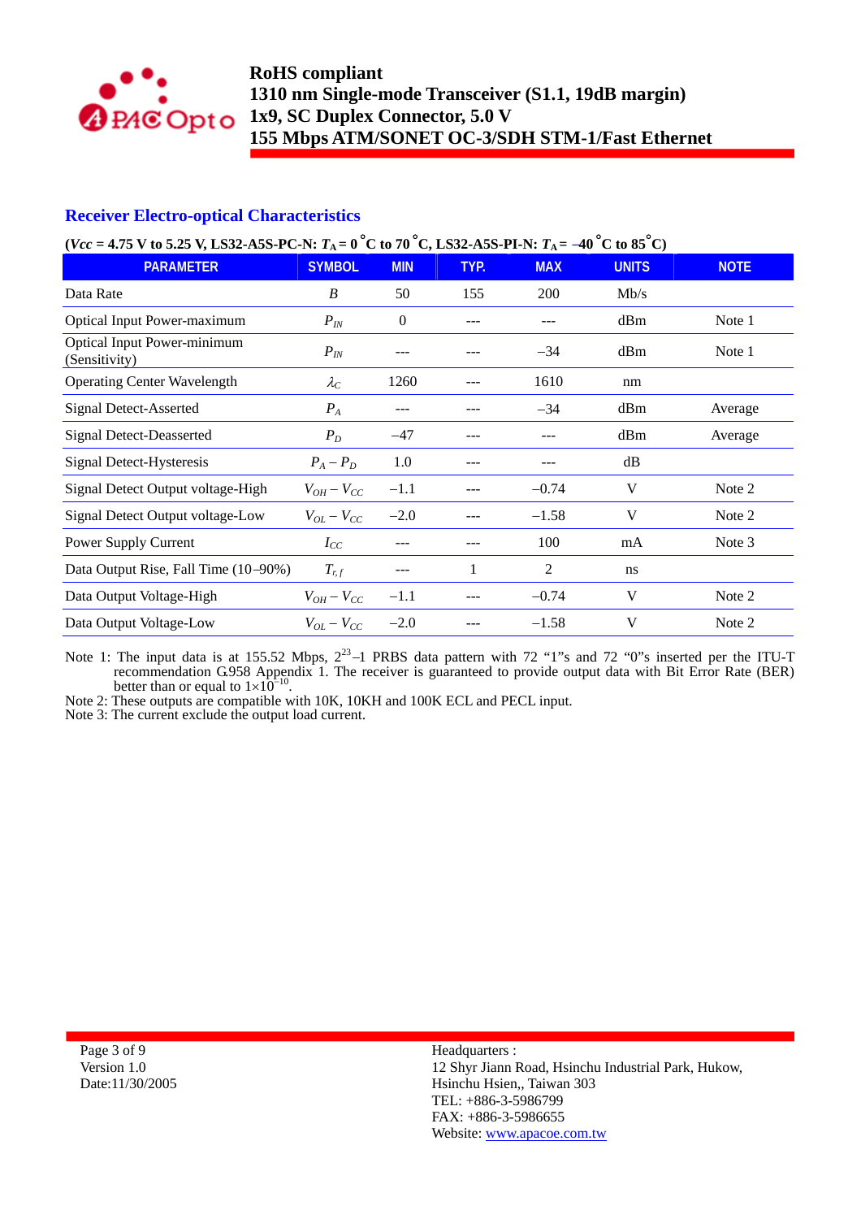## Receiver Electro-optical Characteristics

**($Vcc$ = 4.75 V to 5.25 V, LS32-A5S-PC-N: $T_A$ = 0 °C to 70 °C, LS32-A5S-PI-N: $T_A$ = –40 °C to 85 °C)**

| PARAMETER | SYMBOL | MIN | TYP. | MAX | UNITS | NOTE |
|---|---|---|---|---|---|---|
| Data Rate | $B$ | 50 | 155 | 200 | Mb/s | |
| Optical Input Power-maximum | $P_{IN}$ | 0 | --- | --- | dBm | Note 1 |
| Optical Input Power-minimum (Sensitivity) | $P_{IN}$ | --- | --- | –34 | dBm | Note 1 |
| Operating Center Wavelength | $\lambda_C$ | 1260 | --- | 1610 | nm | |
| Signal Detect-Asserted | $P_A$ | --- | --- | –34 | dBm | Average |
| Signal Detect-Deasserted | $P_D$ | –47 | --- | --- | dBm | Average |
| Signal Detect-Hysteresis | $P_A - P_D$ | 1.0 | --- | --- | dB | |
| Signal Detect Output voltage-High | $V_{OH} - V_{CC}$ | –1.1 | --- | –0.74 | V | Note 2 |
| Signal Detect Output voltage-Low | $V_{OL} - V_{CC}$ | –2.0 | --- | –1.58 | V | Note 2 |
| Power Supply Current | $I_{CC}$ | --- | --- | 100 | mA | Note 3 |
| Data Output Rise, Fall Time (10–90%) | $T_{r,f}$ | --- | 1 | 2 | ns | |
| Data Output Voltage-High | $V_{OH} - V_{CC}$ | –1.1 | --- | –0.74 | V | Note 2 |
| Data Output Voltage-Low | $V_{OL} - V_{CC}$ | –2.0 | --- | –1.58 | V | Note 2 |

Note 1: The input data is at 155.52 Mbps, $2^{23}$–1 PRBS data pattern with 72 "1"s and 72 "0"s inserted per the ITU-T recommendation G.958 Appendix 1. The receiver is guaranteed to provide output data with Bit Error Rate (BER) better than or equal to $1\times10^{-10}$.

Note 2: These outputs are compatible with 10K, 10KH and 100K ECL and PECL input.

Note 3: The current exclude the output load current.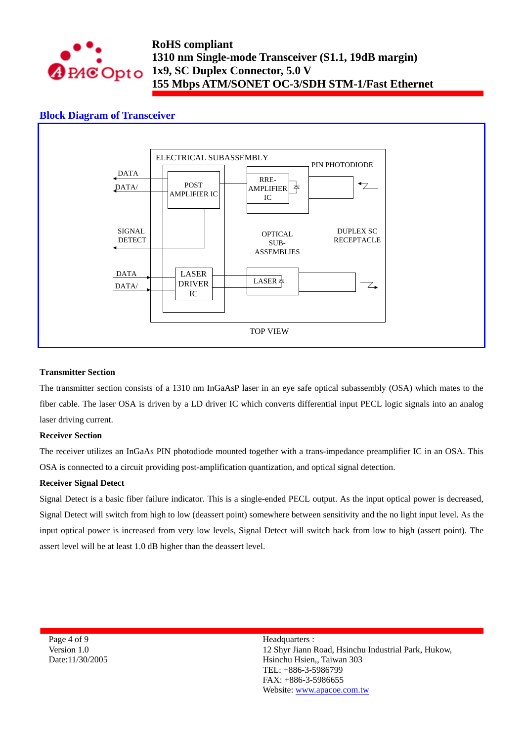## Block Diagram of Transceiver

ELECTRICAL SUBASSEMBLY

DATA

DATA/

POST AMPLIFIER IC

RRE-AMPLIFIER IC

PIN PHOTODIODE

SIGNAL DETECT

OPTICAL SUB-ASSEMBLIES

DUPLEX SC RECEPTACLE

DATA

DATA/

LASER DRIVER IC

LASER

TOP VIEW

**Transmitter Section**

The transmitter section consists of a 1310 nm InGaAsP laser in an eye safe optical subassembly (OSA) which mates to the fiber cable. The laser OSA is driven by a LD driver IC which converts differential input PECL logic signals into an analog laser driving current.

**Receiver Section**

The receiver utilizes an InGaAs PIN photodiode mounted together with a trans-impedance preamplifier IC in an OSA. This OSA is connected to a circuit providing post-amplification quantization, and optical signal detection.

**Receiver Signal Detect**

Signal Detect is a basic fiber failure indicator. This is a single-ended PECL output. As the input optical power is decreased, Signal Detect will switch from high to low (deassert point) somewhere between sensitivity and the no light input level. As the input optical power is increased from very low levels, Signal Detect will switch back from low to high (assert point). The assert level will be at least 1.0 dB higher than the deassert level.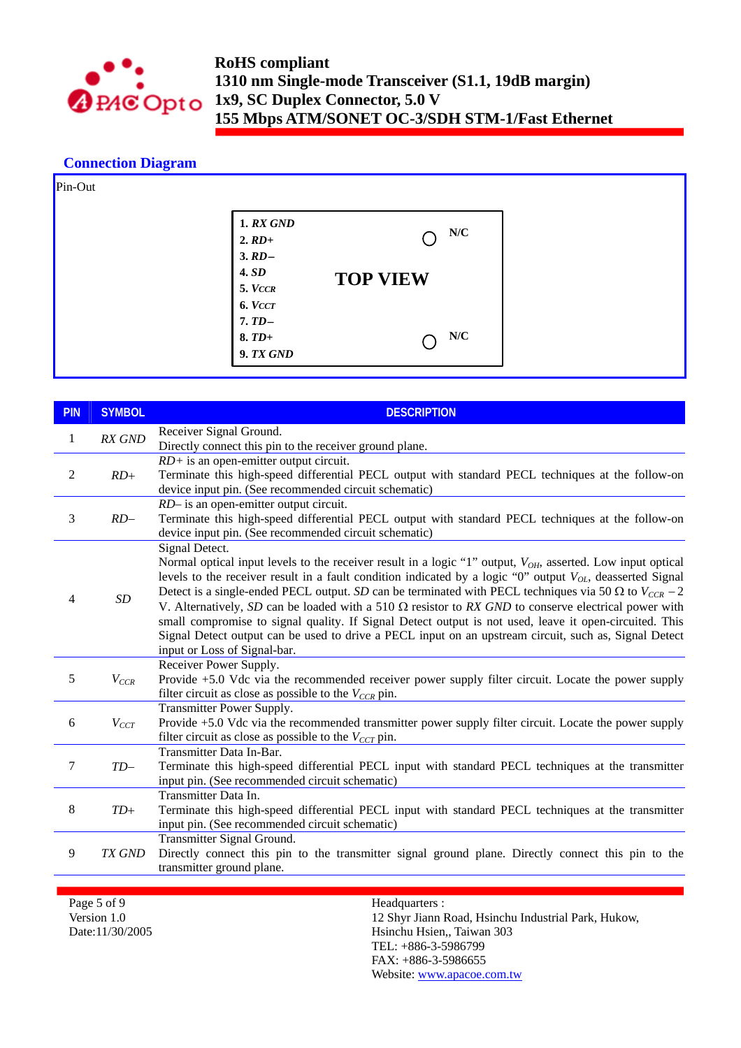## Connection Diagram

Pin-Out

| | TOP VIEW | |
|---|---|---|
| 1. *RX GND* | | N/C |
| 2. *RD+* | | |
| 3. *RD–* | | |
| 4. *SD* | | |
| 5. $V_{CCR}$ | | |
| 6. $V_{CCT}$ | | |
| 7. *TD–* | | |
| 8. *TD+* | | N/C |
| 9. *TX GND* | | |

| PIN | SYMBOL | DESCRIPTION |
|---|---|---|
| 1 | *RX GND* | Receiver Signal Ground.<br>Directly connect this pin to the receiver ground plane. |
| 2 | *RD+* | *RD+* is an open-emitter output circuit.<br>Terminate this high-speed differential PECL output with standard PECL techniques at the follow-on device input pin. (See recommended circuit schematic) |
| 3 | *RD–* | *RD–* is an open-emitter output circuit.<br>Terminate this high-speed differential PECL output with standard PECL techniques at the follow-on device input pin. (See recommended circuit schematic) |
| 4 | *SD* | Signal Detect.<br>Normal optical input levels to the receiver result in a logic "1" output, $V_{OH}$, asserted. Low input optical levels to the receiver result in a fault condition indicated by a logic "0" output $V_{OL}$, deasserted Signal Detect is a single-ended PECL output. *SD* can be terminated with PECL techniques via 50 Ω to $V_{CCR} - 2$ V. Alternatively, *SD* can be loaded with a 510 Ω resistor to *RX GND* to conserve electrical power with small compromise to signal quality. If Signal Detect output is not used, leave it open-circuited. This Signal Detect output can be used to drive a PECL input on an upstream circuit, such as, Signal Detect input or Loss of Signal-bar. |
| 5 | $V_{CCR}$ | Receiver Power Supply.<br>Provide +5.0 Vdc via the recommended receiver power supply filter circuit. Locate the power supply filter circuit as close as possible to the $V_{CCR}$ pin. |
| 6 | $V_{CCT}$ | Transmitter Power Supply.<br>Provide +5.0 Vdc via the recommended transmitter power supply filter circuit. Locate the power supply filter circuit as close as possible to the $V_{CCT}$ pin. |
| 7 | *TD–* | Transmitter Data In-Bar.<br>Terminate this high-speed differential PECL input with standard PECL techniques at the transmitter input pin. (See recommended circuit schematic) |
| 8 | *TD+* | Transmitter Data In.<br>Terminate this high-speed differential PECL input with standard PECL techniques at the transmitter input pin. (See recommended circuit schematic) |
| 9 | *TX GND* | Transmitter Signal Ground.<br>Directly connect this pin to the transmitter signal ground plane. Directly connect this pin to the transmitter ground plane. |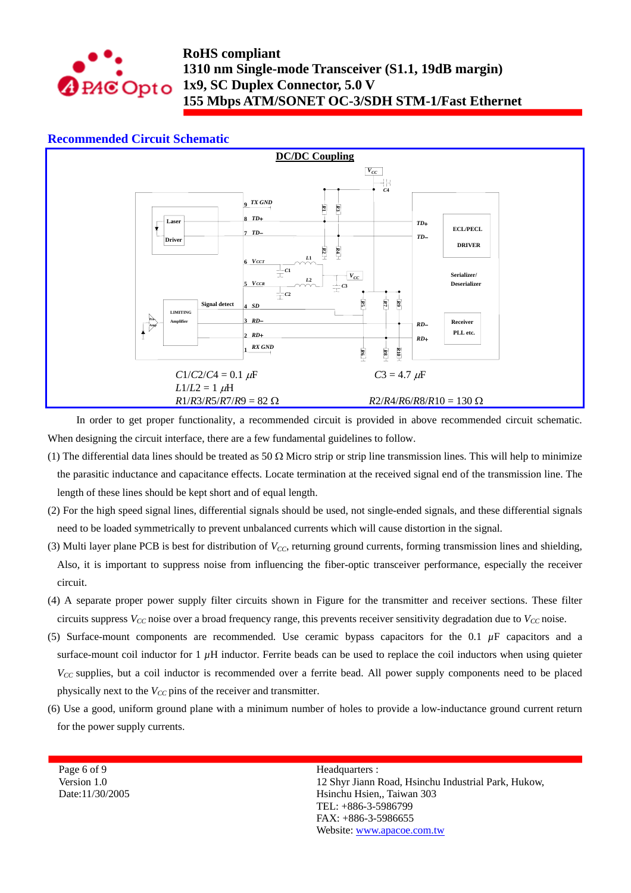## Recommended Circuit Schematic

**DC/DC Coupling**

$C1/C2/C4 = 0.1\ \mu F$ $C3 = 4.7\ \mu F$
$L1/L2 = 1\ \mu H$
$R1/R3/R5/R7/R9 = 82\ \Omega$ $R2/R4/R6/R8/R10 = 130\ \Omega$

In order to get proper functionality, a recommended circuit is provided in above recommended circuit schematic. When designing the circuit interface, there are a few fundamental guidelines to follow.

(1) The differential data lines should be treated as 50 Ω Micro strip or strip line transmission lines. This will help to minimize the parasitic inductance and capacitance effects. Locate termination at the received signal end of the transmission line. The length of these lines should be kept short and of equal length.

(2) For the high speed signal lines, differential signals should be used, not single-ended signals, and these differential signals need to be loaded symmetrically to prevent unbalanced currents which will cause distortion in the signal.

(3) Multi layer plane PCB is best for distribution of $V_{CC}$, returning ground currents, forming transmission lines and shielding, Also, it is important to suppress noise from influencing the fiber-optic transceiver performance, especially the receiver circuit.

(4) A separate proper power supply filter circuits shown in Figure for the transmitter and receiver sections. These filter circuits suppress $V_{CC}$ noise over a broad frequency range, this prevents receiver sensitivity degradation due to $V_{CC}$ noise.

(5) Surface-mount components are recommended. Use ceramic bypass capacitors for the 0.1 $\mu$F capacitors and a surface-mount coil inductor for 1 $\mu$H inductor. Ferrite beads can be used to replace the coil inductors when using quieter $V_{CC}$ supplies, but a coil inductor is recommended over a ferrite bead. All power supply components need to be placed physically next to the $V_{CC}$ pins of the receiver and transmitter.

(6) Use a good, uniform ground plane with a minimum number of holes to provide a low-inductance ground current return for the power supply currents.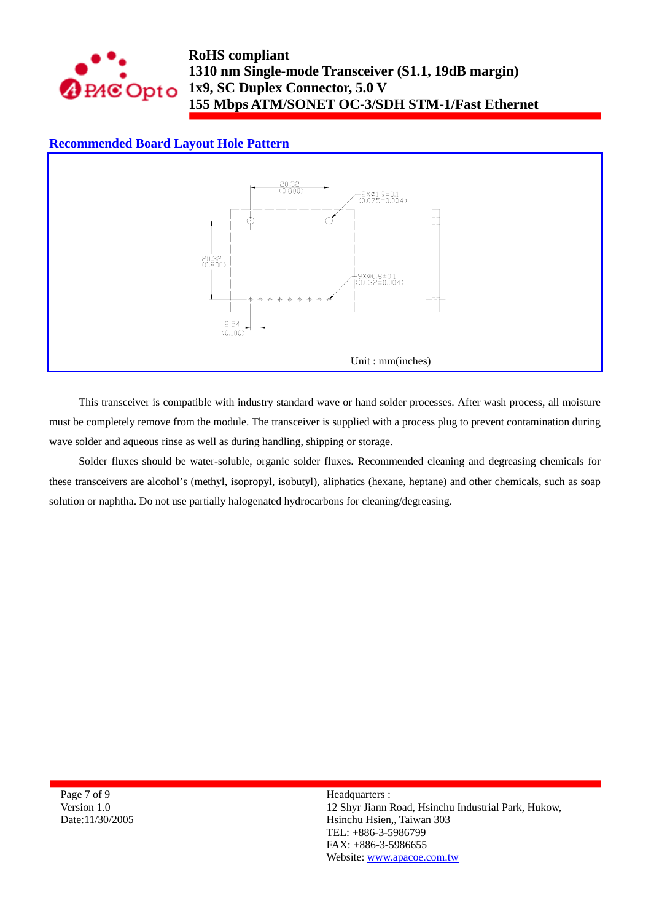## Recommended Board Layout Hole Pattern

20.32 (0.800)

2Xø1.9±0.1 (0.075±0.004)

20.32 (0.800)

9Xø0.8±0.1 (0.032±0.004)

2.54 (0.100)

Unit : mm(inches)

This transceiver is compatible with industry standard wave or hand solder processes. After wash process, all moisture must be completely remove from the module. The transceiver is supplied with a process plug to prevent contamination during wave solder and aqueous rinse as well as during handling, shipping or storage.

Solder fluxes should be water-soluble, organic solder fluxes. Recommended cleaning and degreasing chemicals for these transceivers are alcohol's (methyl, isopropyl, isobutyl), aliphatics (hexane, heptane) and other chemicals, such as soap solution or naphtha. Do not use partially halogenated hydrocarbons for cleaning/degreasing.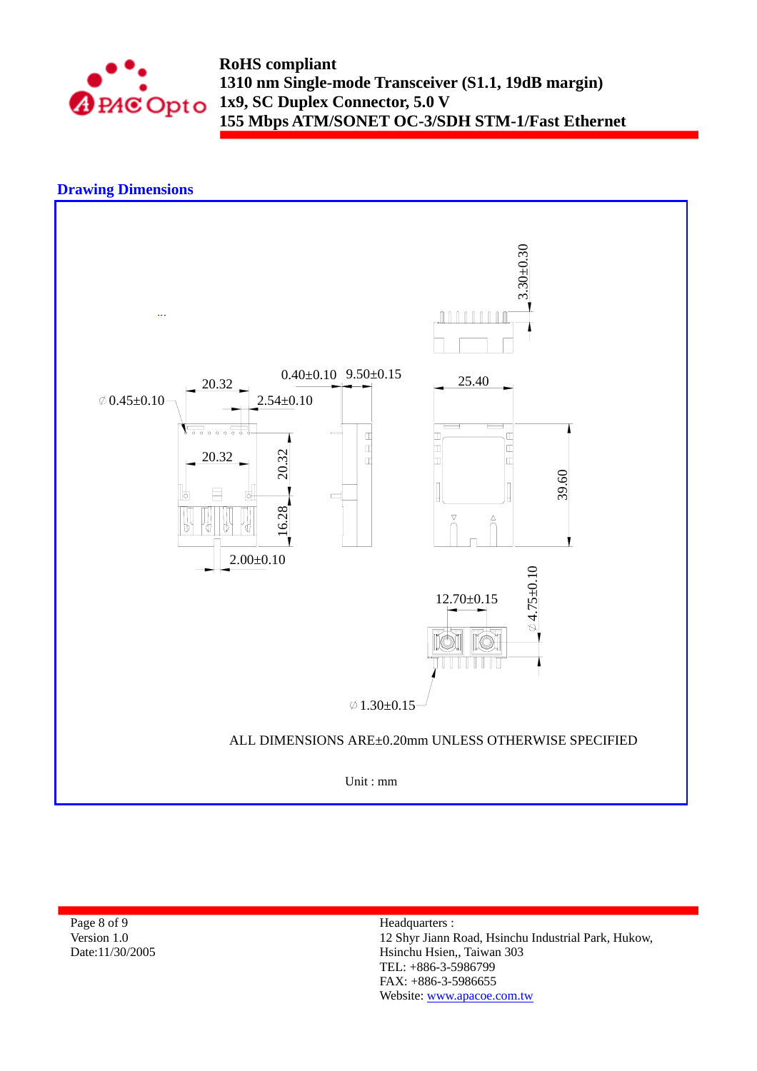## Drawing Dimensions

ALL DIMENSIONS ARE±0.20mm UNLESS OTHERWISE SPECIFIED

Unit : mm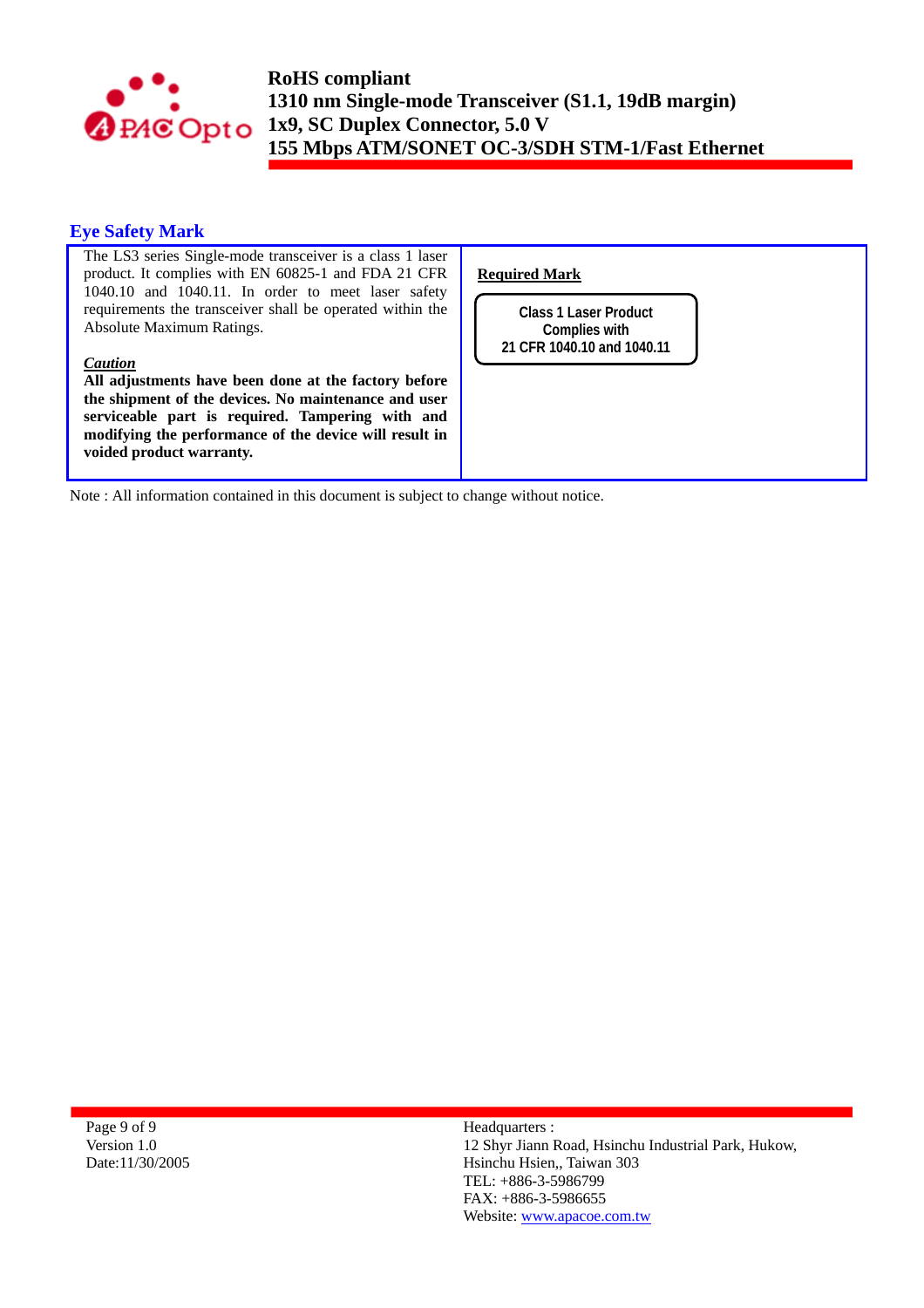## Eye Safety Mark

| | |
|---|---|
| The LS3 series Single-mode transceiver is a class 1 laser product. It complies with EN 60825-1 and FDA 21 CFR 1040.10 and 1040.11. In order to meet laser safety requirements the transceiver shall be operated within the Absolute Maximum Ratings.<br><br>***Caution***<br>**All adjustments have been done at the factory before the shipment of the devices. No maintenance and user serviceable part is required. Tampering with and modifying the performance of the device will result in voided product warranty.** | **Required Mark**<br><br>**Class 1 Laser Product**<br>**Complies with**<br>**21 CFR 1040.10 and 1040.11** |

Note : All information contained in this document is subject to change without notice.

Version 1.0
Date:11/30/2005

Headquarters :
12 Shyr Jiann Road, Hsinchu Industrial Park, Hukow,
Hsinchu Hsien,, Taiwan 303
TEL: +886-3-5986799
FAX: +886-3-5986655
Website: www.apacoe.com.tw